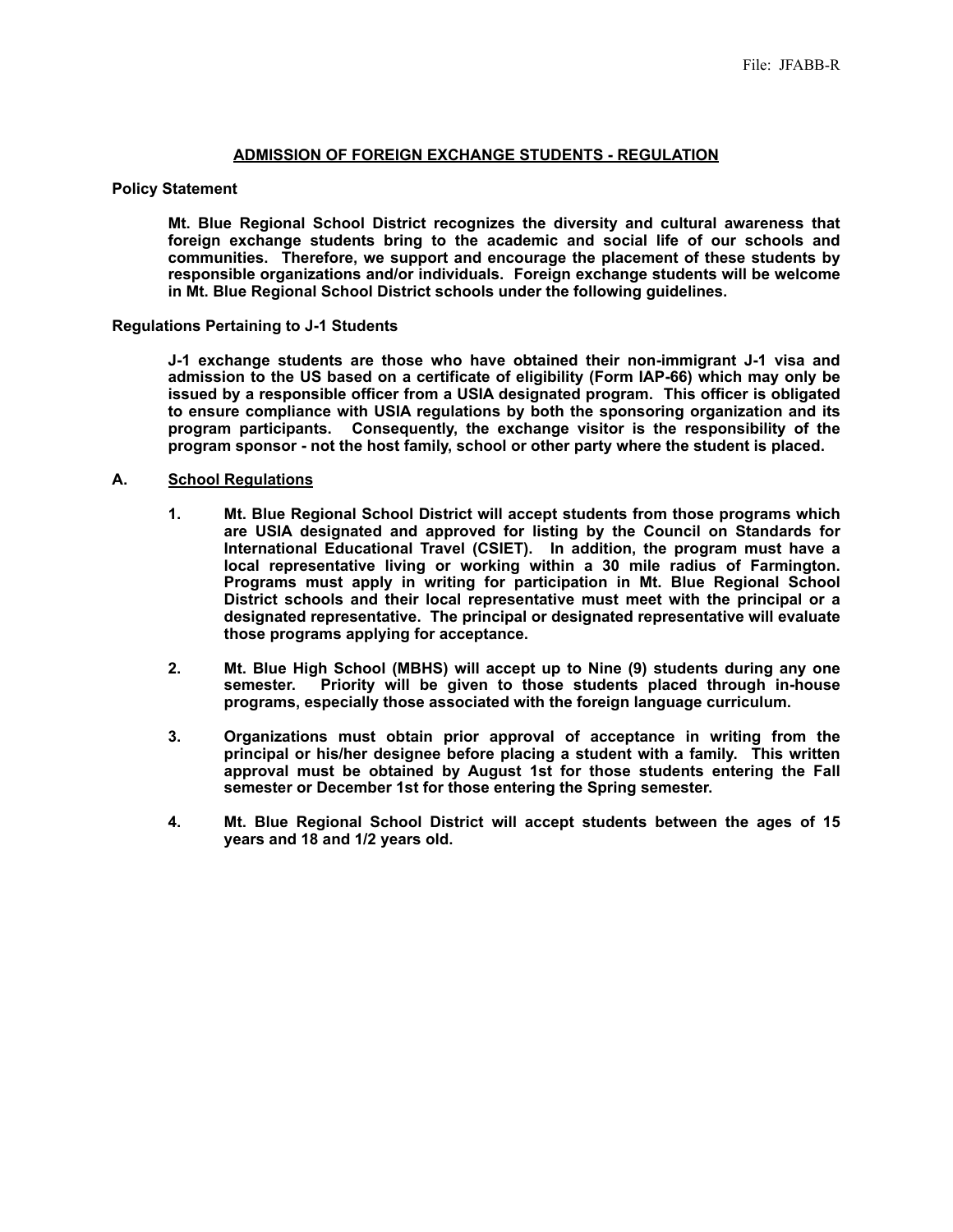File: JFABB-R

## ADMISSION OF FOREIGN EXCHANGE STUDENTS - REGULATION

**Policy Statement**

**Mt. Blue Regional School District recognizes the diversity and cultural awareness that foreign exchange students bring to the academic and social life of our schools and communities. Therefore, we support and encourage the placement of these students by responsible organizations and/or individuals. Foreign exchange students will be welcome in Mt. Blue Regional School District schools under the following guidelines.**

**Regulations Pertaining to J-1 Students**

**J-1 exchange students are those who have obtained their non-immigrant J-1 visa and admission to the US based on a certificate of eligibility (Form IAP-66) which may only be issued by a responsible officer from a USIA designated program. This officer is obligated to ensure compliance with USIA regulations by both the sponsoring organization and its program participants. Consequently, the exchange visitor is the responsibility of the program sponsor - not the host family, school or other party where the student is placed.**

**A. School Regulations**

1. **Mt. Blue Regional School District will accept students from those programs which are USIA designated and approved for listing by the Council on Standards for International Educational Travel (CSIET). In addition, the program must have a local representative living or working within a 30 mile radius of Farmington. Programs must apply in writing for participation in Mt. Blue Regional School District schools and their local representative must meet with the principal or a designated representative. The principal or designated representative will evaluate those programs applying for acceptance.**

2. **Mt. Blue High School (MBHS) will accept up to Nine (9) students during any one semester. Priority will be given to those students placed through in-house programs, especially those associated with the foreign language curriculum.**

3. **Organizations must obtain prior approval of acceptance in writing from the principal or his/her designee before placing a student with a family. This written approval must be obtained by August 1st for those students entering the Fall semester or December 1st for those entering the Spring semester.**

4. **Mt. Blue Regional School District will accept students between the ages of 15 years and 18 and 1/2 years old.**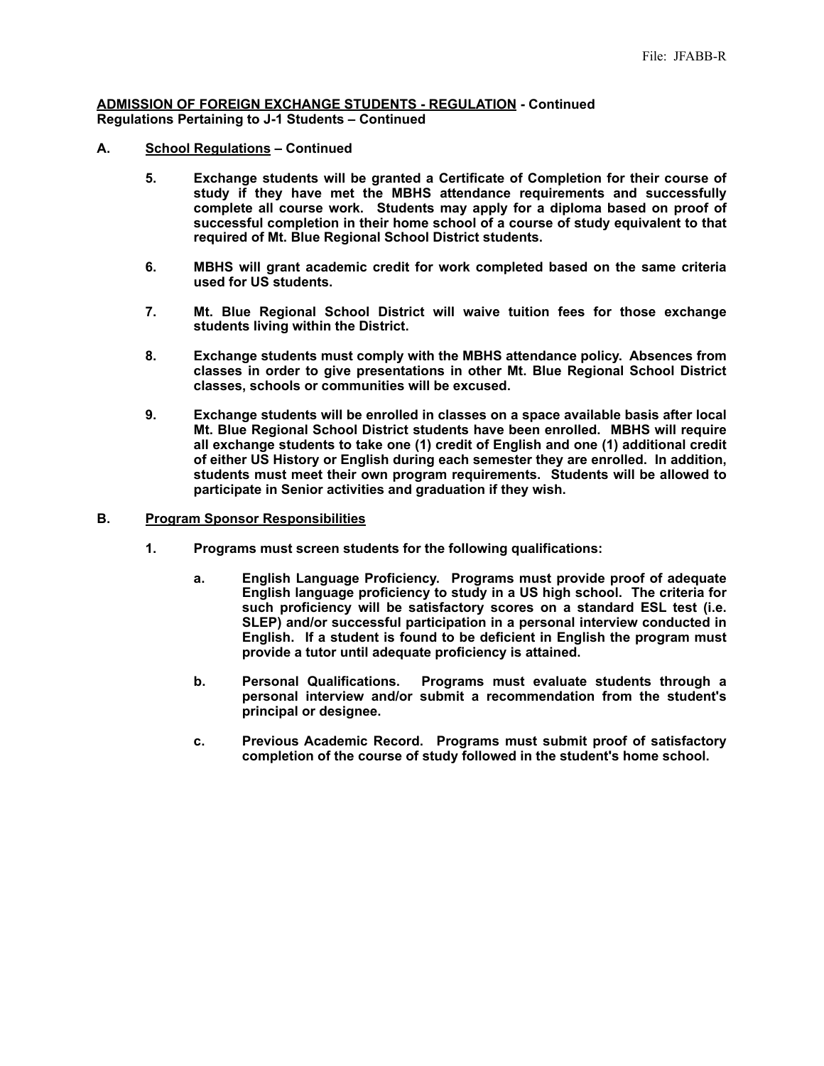**ADMISSION OF FOREIGN EXCHANGE STUDENTS - REGULATION - Continued**
**Regulations Pertaining to J-1 Students – Continued**

**A. School Regulations – Continued**

5. **Exchange students will be granted a Certificate of Completion for their course of study if they have met the MBHS attendance requirements and successfully complete all course work. Students may apply for a diploma based on proof of successful completion in their home school of a course of study equivalent to that required of Mt. Blue Regional School District students.**

6. **MBHS will grant academic credit for work completed based on the same criteria used for US students.**

7. **Mt. Blue Regional School District will waive tuition fees for those exchange students living within the District.**

8. **Exchange students must comply with the MBHS attendance policy. Absences from classes in order to give presentations in other Mt. Blue Regional School District classes, schools or communities will be excused.**

9. **Exchange students will be enrolled in classes on a space available basis after local Mt. Blue Regional School District students have been enrolled. MBHS will require all exchange students to take one (1) credit of English and one (1) additional credit of either US History or English during each semester they are enrolled. In addition, students must meet their own program requirements. Students will be allowed to participate in Senior activities and graduation if they wish.**

**B. Program Sponsor Responsibilities**

1. **Programs must screen students for the following qualifications:**

   a. **English Language Proficiency. Programs must provide proof of adequate English language proficiency to study in a US high school. The criteria for such proficiency will be satisfactory scores on a standard ESL test (i.e. SLEP) and/or successful participation in a personal interview conducted in English. If a student is found to be deficient in English the program must provide a tutor until adequate proficiency is attained.**

   b. **Personal Qualifications. Programs must evaluate students through a personal interview and/or submit a recommendation from the student's principal or designee.**

   c. **Previous Academic Record. Programs must submit proof of satisfactory completion of the course of study followed in the student's home school.**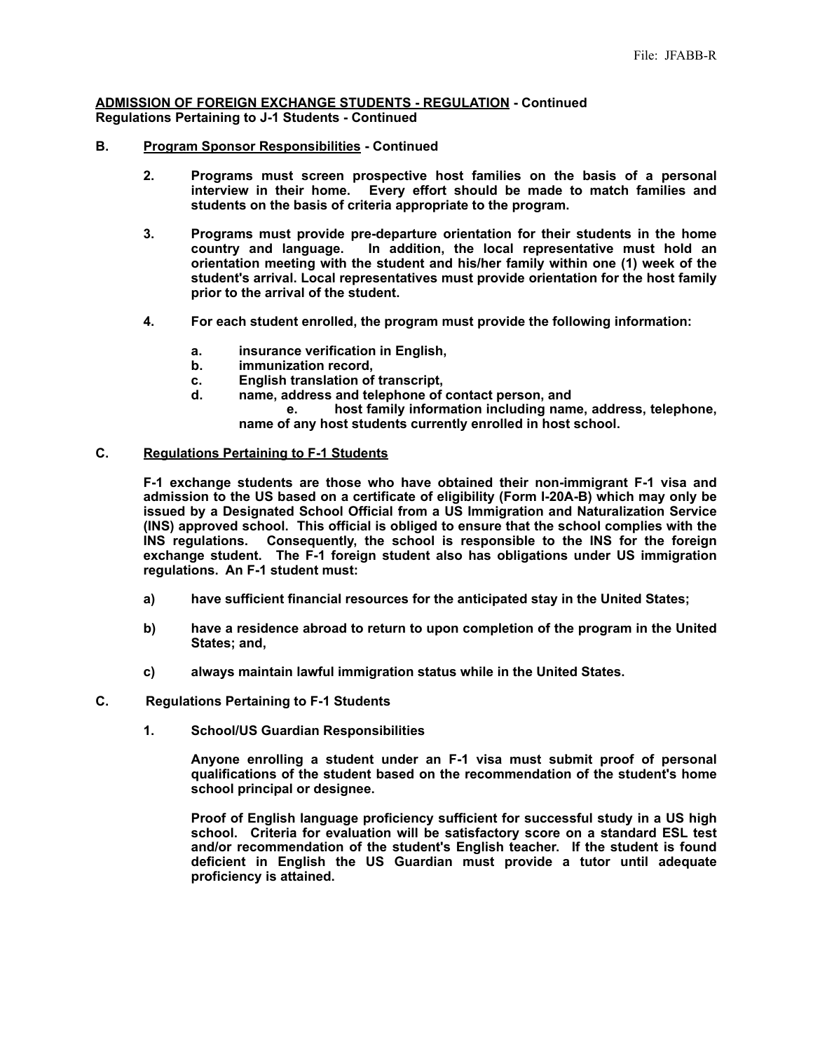**ADMISSION OF FOREIGN EXCHANGE STUDENTS - REGULATION - Continued**
**Regulations Pertaining to J-1 Students - Continued**

**B. Program Sponsor Responsibilities - Continued**

**2. Programs must screen prospective host families on the basis of a personal interview in their home. Every effort should be made to match families and students on the basis of criteria appropriate to the program.**

**3. Programs must provide pre-departure orientation for their students in the home country and language. In addition, the local representative must hold an orientation meeting with the student and his/her family within one (1) week of the student's arrival. Local representatives must provide orientation for the host family prior to the arrival of the student.**

**4. For each student enrolled, the program must provide the following information:**

**a. insurance verification in English,**
**b. immunization record,**
**c. English translation of transcript,**
**d. name, address and telephone of contact person, and**
**e. host family information including name, address, telephone, name of any host students currently enrolled in host school.**

**C. Regulations Pertaining to F-1 Students**

**F-1 exchange students are those who have obtained their non-immigrant F-1 visa and admission to the US based on a certificate of eligibility (Form I-20A-B) which may only be issued by a Designated School Official from a US Immigration and Naturalization Service (INS) approved school. This official is obliged to ensure that the school complies with the INS regulations. Consequently, the school is responsible to the INS for the foreign exchange student. The F-1 foreign student also has obligations under US immigration regulations. An F-1 student must:**

**a) have sufficient financial resources for the anticipated stay in the United States;**

**b) have a residence abroad to return to upon completion of the program in the United States; and,**

**c) always maintain lawful immigration status while in the United States.**

**C. Regulations Pertaining to F-1 Students**

**1. School/US Guardian Responsibilities**

**Anyone enrolling a student under an F-1 visa must submit proof of personal qualifications of the student based on the recommendation of the student's home school principal or designee.**

**Proof of English language proficiency sufficient for successful study in a US high school. Criteria for evaluation will be satisfactory score on a standard ESL test and/or recommendation of the student's English teacher. If the student is found deficient in English the US Guardian must provide a tutor until adequate proficiency is attained.**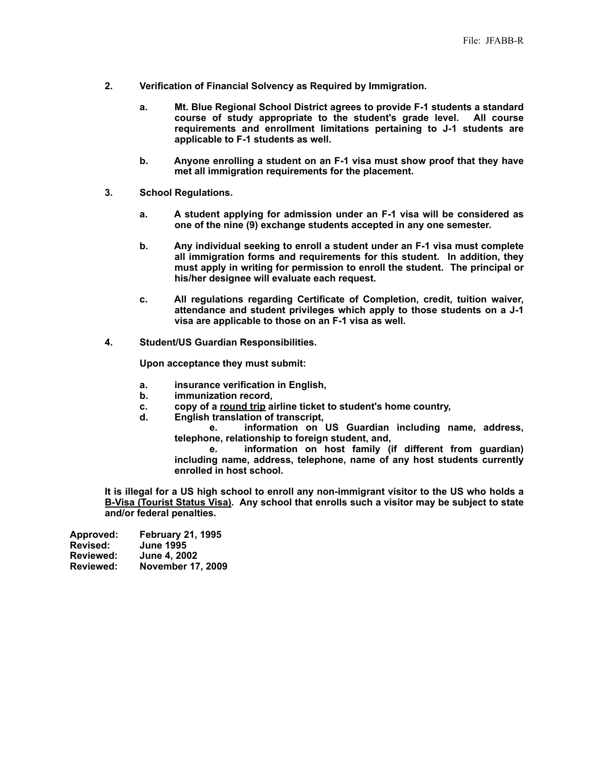**2. Verification of Financial Solvency as Required by Immigration.**

**a. Mt. Blue Regional School District agrees to provide F-1 students a standard course of study appropriate to the student's grade level. All course requirements and enrollment limitations pertaining to J-1 students are applicable to F-1 students as well.**

**b. Anyone enrolling a student on an F-1 visa must show proof that they have met all immigration requirements for the placement.**

**3. School Regulations.**

**a. A student applying for admission under an F-1 visa will be considered as one of the nine (9) exchange students accepted in any one semester.**

**b. Any individual seeking to enroll a student under an F-1 visa must complete all immigration forms and requirements for this student. In addition, they must apply in writing for permission to enroll the student. The principal or his/her designee will evaluate each request.**

**c. All regulations regarding Certificate of Completion, credit, tuition waiver, attendance and student privileges which apply to those students on a J-1 visa are applicable to those on an F-1 visa as well.**

**4. Student/US Guardian Responsibilities.**

**Upon acceptance they must submit:**

**a. insurance verification in English,**
**b. immunization record,**
**c. copy of a <u>round trip</u> airline ticket to student's home country,**
**d. English translation of transcript,**
**e. information on US Guardian including name, address, telephone, relationship to foreign student, and,**
**e. information on host family (if different from guardian) including name, address, telephone, name of any host students currently enrolled in host school.**

**It is illegal for a US high school to enroll any non-immigrant visitor to the US who holds a <u>B-Visa (Tourist Status Visa)</u>. Any school that enrolls such a visitor may be subject to state and/or federal penalties.**

**Approved: February 21, 1995**
**Revised: June 1995**
**Reviewed: June 4, 2002**
**Reviewed: November 17, 2009**